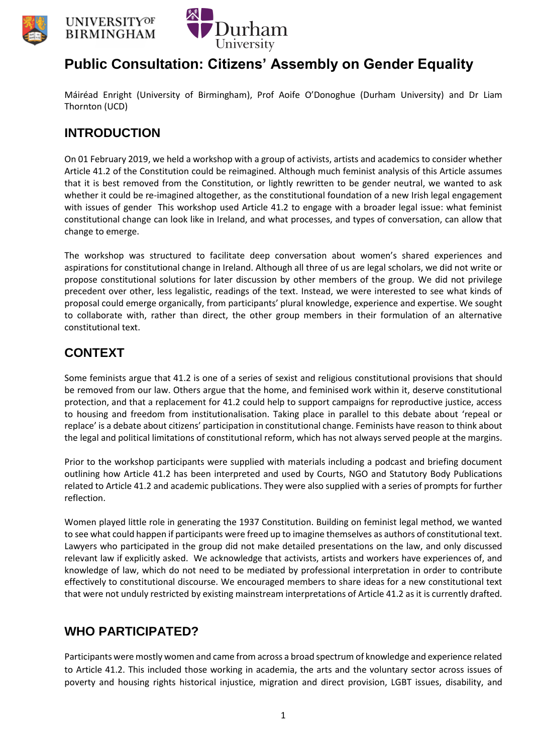# Public Consultation: Citizens' Assembly on Gender Equality

Máiréad Enright (University of Birmingham), Prof Aoife O'Donoghue (Durham University) and Dr Liam Thornton (UCD)

## INTRODUCTION

On 01 February 2019, we held a workshop with a group of activists, artists and academics to consider whether Article 41.2 of the Constitution could be reimagined. Although much feminist analysis of this Article assumes that it is best removed from the Constitution, or lightly rewritten to be gender neutral, we wanted to ask whether it could be re-imagined altogether, as the constitutional foundation of a new Irish legal engagement with issues of gender  This workshop used Article 41.2 to engage with a broader legal issue: what feminist constitutional change can look like in Ireland, and what processes, and types of conversation, can allow that change to emerge.

The workshop was structured to facilitate deep conversation about women's shared experiences and aspirations for constitutional change in Ireland. Although all three of us are legal scholars, we did not write or propose constitutional solutions for later discussion by other members of the group. We did not privilege precedent over other, less legalistic, readings of the text. Instead, we were interested to see what kinds of proposal could emerge organically, from participants' plural knowledge, experience and expertise. We sought to collaborate with, rather than direct, the other group members in their formulation of an alternative constitutional text.

## CONTEXT

Some feminists argue that 41.2 is one of a series of sexist and religious constitutional provisions that should be removed from our law. Others argue that the home, and feminised work within it, deserve constitutional protection, and that a replacement for 41.2 could help to support campaigns for reproductive justice, access to housing and freedom from institutionalisation. Taking place in parallel to this debate about 'repeal or replace' is a debate about citizens' participation in constitutional change. Feminists have reason to think about the legal and political limitations of constitutional reform, which has not always served people at the margins.

Prior to the workshop participants were supplied with materials including a podcast and briefing document outlining how Article 41.2 has been interpreted and used by Courts, NGO and Statutory Body Publications related to Article 41.2 and academic publications. They were also supplied with a series of prompts for further reflection.

Women played little role in generating the 1937 Constitution. Building on feminist legal method, we wanted to see what could happen if participants were freed up to imagine themselves as authors of constitutional text. Lawyers who participated in the group did not make detailed presentations on the law, and only discussed relevant law if explicitly asked.  We acknowledge that activists, artists and workers have experiences of, and knowledge of law, which do not need to be mediated by professional interpretation in order to contribute effectively to constitutional discourse. We encouraged members to share ideas for a new constitutional text that were not unduly restricted by existing mainstream interpretations of Article 41.2 as it is currently drafted.

## WHO PARTICIPATED?

Participants were mostly women and came from across a broad spectrum of knowledge and experience related to Article 41.2. This included those working in academia, the arts and the voluntary sector across issues of poverty and housing rights historical injustice, migration and direct provision, LGBT issues, disability, and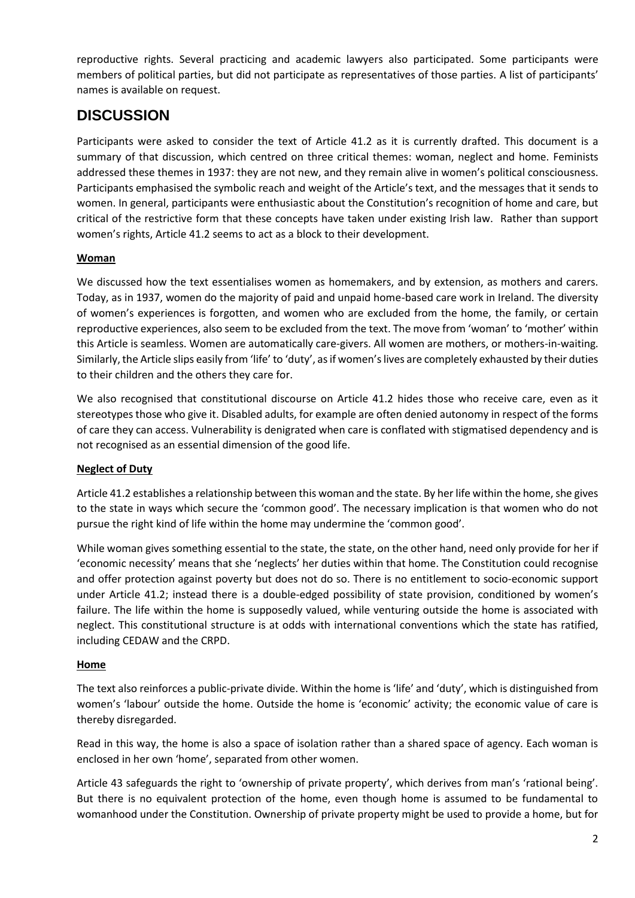reproductive rights. Several practicing and academic lawyers also participated. Some participants were members of political parties, but did not participate as representatives of those parties. A list of participants' names is available on request.

# DISCUSSION

Participants were asked to consider the text of Article 41.2 as it is currently drafted. This document is a summary of that discussion, which centred on three critical themes: woman, neglect and home. Feminists addressed these themes in 1937: they are not new, and they remain alive in women's political consciousness. Participants emphasised the symbolic reach and weight of the Article's text, and the messages that it sends to women. In general, participants were enthusiastic about the Constitution's recognition of home and care, but critical of the restrictive form that these concepts have taken under existing Irish law. Rather than support women's rights, Article 41.2 seems to act as a block to their development.

**Woman**

We discussed how the text essentialises women as homemakers, and by extension, as mothers and carers. Today, as in 1937, women do the majority of paid and unpaid home-based care work in Ireland. The diversity of women's experiences is forgotten, and women who are excluded from the home, the family, or certain reproductive experiences, also seem to be excluded from the text. The move from 'woman' to 'mother' within this Article is seamless. Women are automatically care-givers. All women are mothers, or mothers-in-waiting. Similarly, the Article slips easily from 'life' to 'duty', as if women's lives are completely exhausted by their duties to their children and the others they care for.

We also recognised that constitutional discourse on Article 41.2 hides those who receive care, even as it stereotypes those who give it. Disabled adults, for example are often denied autonomy in respect of the forms of care they can access. Vulnerability is denigrated when care is conflated with stigmatised dependency and is not recognised as an essential dimension of the good life.

**Neglect of Duty**

Article 41.2 establishes a relationship between this woman and the state. By her life within the home, she gives to the state in ways which secure the 'common good'. The necessary implication is that women who do not pursue the right kind of life within the home may undermine the 'common good'.

While woman gives something essential to the state, the state, on the other hand, need only provide for her if 'economic necessity' means that she 'neglects' her duties within that home. The Constitution could recognise and offer protection against poverty but does not do so. There is no entitlement to socio-economic support under Article 41.2; instead there is a double-edged possibility of state provision, conditioned by women's failure. The life within the home is supposedly valued, while venturing outside the home is associated with neglect. This constitutional structure is at odds with international conventions which the state has ratified, including CEDAW and the CRPD.

**Home**

The text also reinforces a public-private divide. Within the home is 'life' and 'duty', which is distinguished from women's 'labour' outside the home. Outside the home is 'economic' activity; the economic value of care is thereby disregarded.

Read in this way, the home is also a space of isolation rather than a shared space of agency. Each woman is enclosed in her own 'home', separated from other women.

Article 43 safeguards the right to 'ownership of private property', which derives from man's 'rational being'. But there is no equivalent protection of the home, even though home is assumed to be fundamental to womanhood under the Constitution. Ownership of private property might be used to provide a home, but for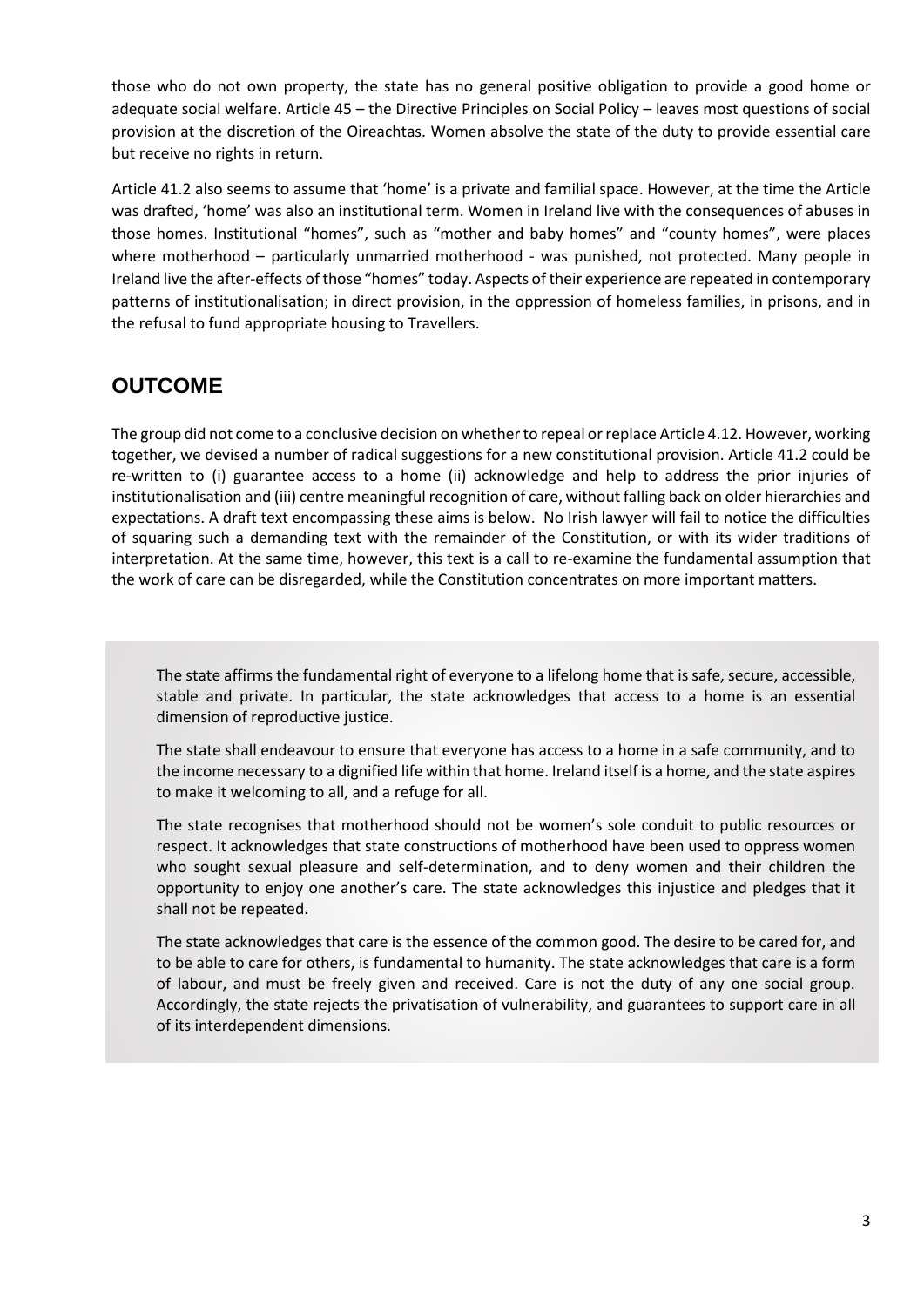those who do not own property, the state has no general positive obligation to provide a good home or adequate social welfare. Article 45 – the Directive Principles on Social Policy – leaves most questions of social provision at the discretion of the Oireachtas. Women absolve the state of the duty to provide essential care but receive no rights in return.

Article 41.2 also seems to assume that 'home' is a private and familial space. However, at the time the Article was drafted, 'home' was also an institutional term. Women in Ireland live with the consequences of abuses in those homes. Institutional "homes", such as "mother and baby homes" and "county homes", were places where motherhood – particularly unmarried motherhood - was punished, not protected. Many people in Ireland live the after-effects of those "homes" today. Aspects of their experience are repeated in contemporary patterns of institutionalisation; in direct provision, in the oppression of homeless families, in prisons, and in the refusal to fund appropriate housing to Travellers.

## OUTCOME

The group did not come to a conclusive decision on whether to repeal or replace Article 4.12. However, working together, we devised a number of radical suggestions for a new constitutional provision. Article 41.2 could be re-written to (i) guarantee access to a home (ii) acknowledge and help to address the prior injuries of institutionalisation and (iii) centre meaningful recognition of care, without falling back on older hierarchies and expectations. A draft text encompassing these aims is below. No Irish lawyer will fail to notice the difficulties of squaring such a demanding text with the remainder of the Constitution, or with its wider traditions of interpretation. At the same time, however, this text is a call to re-examine the fundamental assumption that the work of care can be disregarded, while the Constitution concentrates on more important matters.

> The state affirms the fundamental right of everyone to a lifelong home that is safe, secure, accessible, stable and private. In particular, the state acknowledges that access to a home is an essential dimension of reproductive justice.
>
> The state shall endeavour to ensure that everyone has access to a home in a safe community, and to the income necessary to a dignified life within that home. Ireland itself is a home, and the state aspires to make it welcoming to all, and a refuge for all.
>
> The state recognises that motherhood should not be women's sole conduit to public resources or respect. It acknowledges that state constructions of motherhood have been used to oppress women who sought sexual pleasure and self-determination, and to deny women and their children the opportunity to enjoy one another's care. The state acknowledges this injustice and pledges that it shall not be repeated.
>
> The state acknowledges that care is the essence of the common good. The desire to be cared for, and to be able to care for others, is fundamental to humanity. The state acknowledges that care is a form of labour, and must be freely given and received. Care is not the duty of any one social group. Accordingly, the state rejects the privatisation of vulnerability, and guarantees to support care in all of its interdependent dimensions.